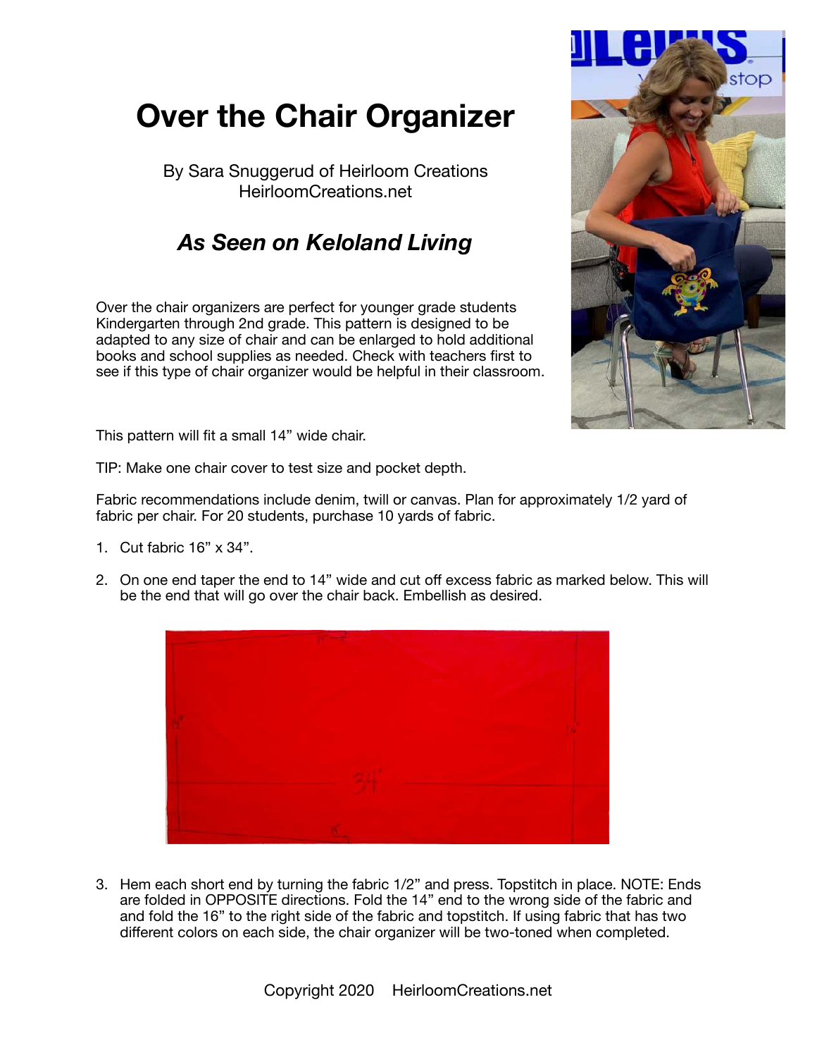# Over the Chair Organizer

By Sara Snuggerud of Heirloom Creations
HeirloomCreations.net

## *As Seen on Keloland Living*

Over the chair organizers are perfect for younger grade students Kindergarten through 2nd grade. This pattern is designed to be adapted to any size of chair and can be enlarged to hold additional books and school supplies as needed. Check with teachers first to see if this type of chair organizer would be helpful in their classroom.

This pattern will fit a small 14" wide chair.

TIP: Make one chair cover to test size and pocket depth.

Fabric recommendations include denim, twill or canvas. Plan for approximately 1/2 yard of fabric per chair. For 20 students, purchase 10 yards of fabric.

1. Cut fabric 16" x 34".
2. On one end taper the end to 14" wide and cut off excess fabric as marked below. This will be the end that will go over the chair back. Embellish as desired.
3. Hem each short end by turning the fabric 1/2" and press. Topstitch in place. NOTE: Ends are folded in OPPOSITE directions. Fold the 14" end to the wrong side of the fabric and and fold the 16" to the right side of the fabric and topstitch. If using fabric that has two different colors on each side, the chair organizer will be two-toned when completed.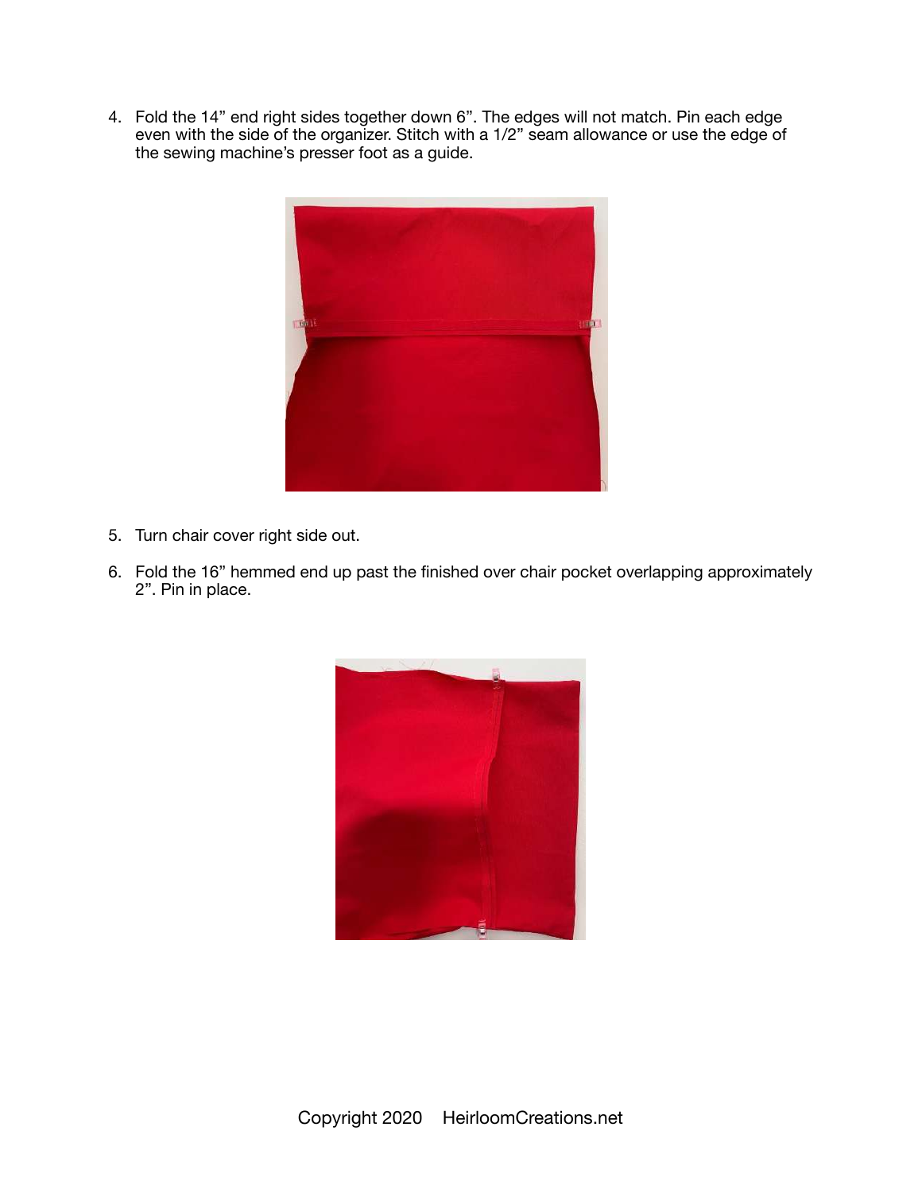4. Fold the 14" end right sides together down 6". The edges will not match. Pin each edge even with the side of the organizer. Stitch with a 1/2" seam allowance or use the edge of the sewing machine's presser foot as a guide.

5. Turn chair cover right side out.

6. Fold the 16" hemmed end up past the finished over chair pocket overlapping approximately 2". Pin in place.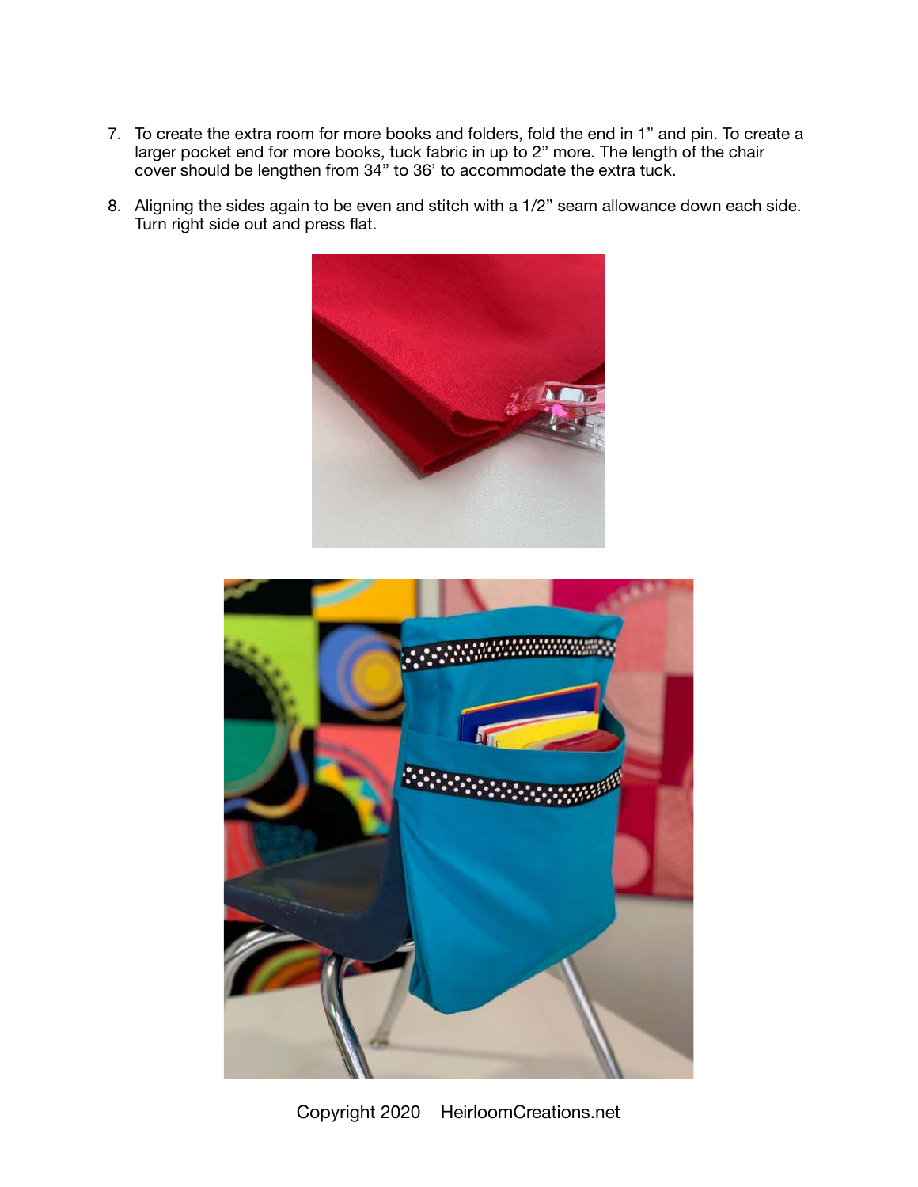7. To create the extra room for more books and folders, fold the end in 1" and pin. To create a larger pocket end for more books, tuck fabric in up to 2" more. The length of the chair cover should be lengthen from 34" to 36' to accommodate the extra tuck.

8. Aligning the sides again to be even and stitch with a 1/2" seam allowance down each side. Turn right side out and press flat.

Copyright 2020    HeirloomCreations.net